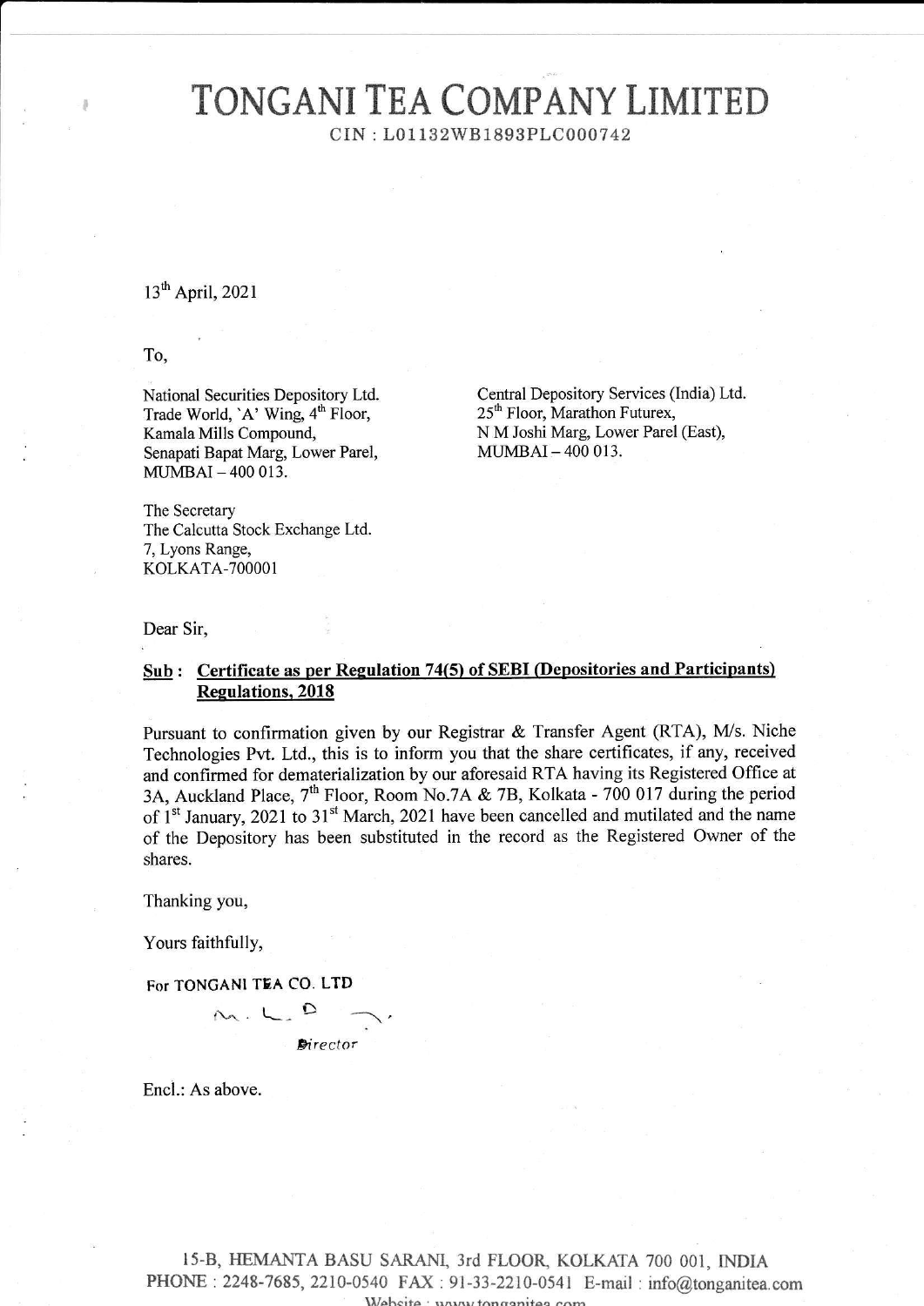# TONGANI TEA COMPANY LIMITED

CIN : L01132WB1893PLC000742

13th April, 2021

To,

National Securities Depository Ltd.
Trade World, 'A' Wing, 4th Floor,
Kamala Mills Compound,
Senapati Bapat Marg, Lower Parel,
MUMBAI – 400 013.

Central Depository Services (India) Ltd.
25th Floor, Marathon Futurex,
N M Joshi Marg, Lower Parel (East),
MUMBAI – 400 013.

The Secretary
The Calcutta Stock Exchange Ltd.
7, Lyons Range,
KOLKATA-700001

Dear Sir,

**Sub : Certificate as per Regulation 74(5) of SEBI (Depositories and Participants) Regulations, 2018**

Pursuant to confirmation given by our Registrar & Transfer Agent (RTA), M/s. Niche Technologies Pvt. Ltd., this is to inform you that the share certificates, if any, received and confirmed for dematerialization by our aforesaid RTA having its Registered Office at 3A, Auckland Place, 7th Floor, Room No.7A & 7B, Kolkata - 700 017 during the period of 1st January, 2021 to 31st March, 2021 have been cancelled and mutilated and the name of the Depository has been substituted in the record as the Registered Owner of the shares.

Thanking you,

Yours faithfully,

For TONGANI TEA CO. LTD

Director

Encl.: As above.

15-B, HEMANTA BASU SARANI, 3rd FLOOR, KOLKATA 700 001, INDIA
PHONE : 2248-7685, 2210-0540 FAX : 91-33-2210-0541 E-mail : info@tonganitea.com
Website : www.tonganitea.com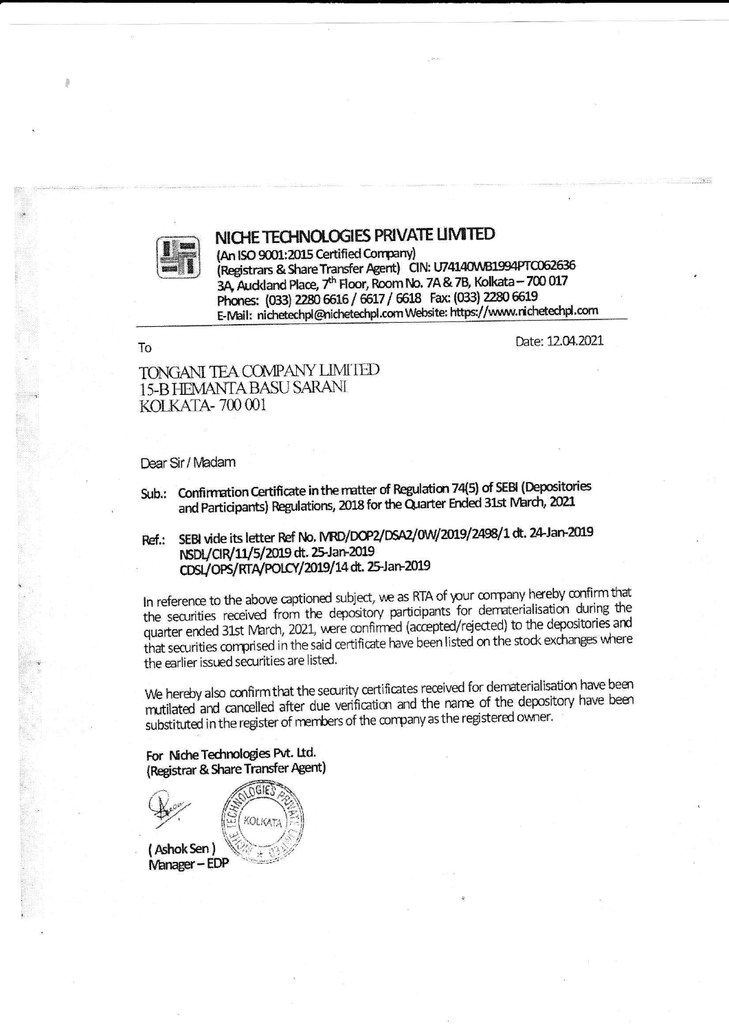# NICHE TECHNOLOGIES PRIVATE LIMITED

(An ISO 9001:2015 Certified Company)
(Registrars & Share Transfer Agent) CIN: U74140WB1994PTC062636
3A, Auckland Place, 7th Floor, Room No. 7A & 7B, Kolkata – 700 017
Phones: (033) 2280 6616 / 6617 / 6618 Fax: (033) 2280 6619
E-Mail: nichetechpl@nichetechpl.com Website: https://www.nichetechpl.com

To

Date: 12.04.2021

TONGANI TEA COMPANY LIMITED
15-B HEMANTA BASU SARANI
KOLKATA- 700 001

Dear Sir / Madam

Sub.: Confirmation Certificate in the matter of Regulation 74(5) of SEBI (Depositories and Participants) Regulations, 2018 for the Quarter Ended 31st March, 2021

Ref.: SEBI vide its letter Ref No. MRD/DOP2/DSA2/OW/2019/2498/1 dt. 24-Jan-2019
NSDL/CIR/11/5/2019 dt. 25-Jan-2019
CDSL/OPS/RTA/POLCY/2019/14 dt. 25-Jan-2019

In reference to the above captioned subject, we as RTA of your company hereby confirm that the securities received from the depository participants for dematerialisation during the quarter ended 31st March, 2021, were confirmed (accepted/rejected) to the depositories and that securities comprised in the said certificate have been listed on the stock exchanges where the earlier issued securities are listed.

We hereby also confirm that the security certificates received for dematerialisation have been mutilated and cancelled after due verification and the name of the depository have been substituted in the register of members of the company as the registered owner.

**For Niche Technologies Pvt. Ltd.**
**(Registrar & Share Transfer Agent)**

( Ashok Sen )
Manager – EDP